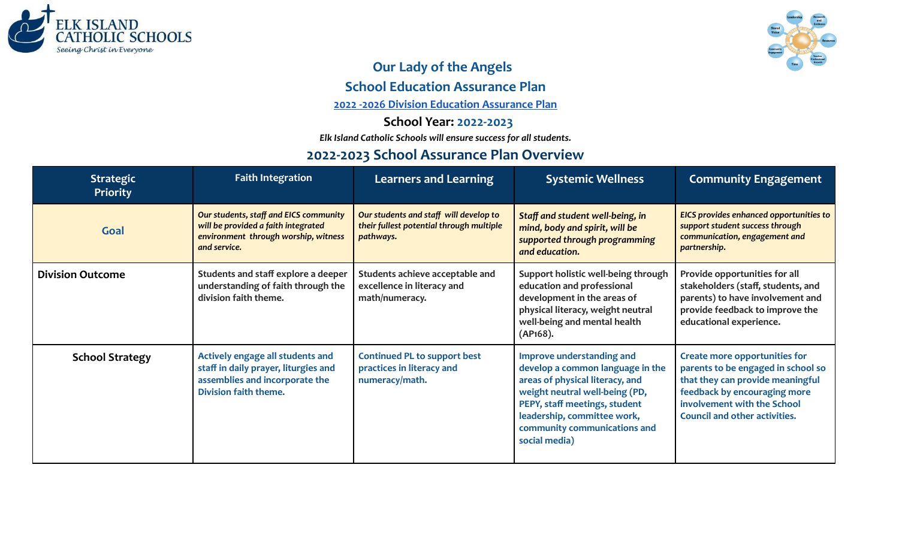# Our Lady of the Angels

## School Education Assurance Plan

[2022 -2026 Division Education Assurance Plan]

**School Year: 2022-2023**

*Elk Island Catholic Schools will ensure success for all students.*

## 2022-2023 School Assurance Plan Overview

| Strategic Priority | Faith Integration | Learners and Learning | Systemic Wellness | Community Engagement |
|---|---|---|---|---|
| **Goal** | ***Our students, staff and EICS community will be provided a faith integrated environment through worship, witness and service.*** | ***Our students and staff will develop to their fullest potential through multiple pathways.*** | ***Staff and student well-being, in mind, body and spirit, will be supported through programming and education.*** | ***EICS provides enhanced opportunities to support student success through communication, engagement and partnership.*** |
| **Division Outcome** | **Students and staff explore a deeper understanding of faith through the division faith theme.** | **Students achieve acceptable and excellence in literacy and math/numeracy.** | **Support holistic well-being through education and professional development in the areas of physical literacy, weight neutral well-being and mental health (AP168).** | **Provide opportunities for all stakeholders (staff, students, and parents) to have involvement and provide feedback to improve the educational experience.** |
| **School Strategy** | **Actively engage all students and staff in daily prayer, liturgies and assemblies and incorporate the Division faith theme.** | **Continued PL to support best practices in literacy and numeracy/math.** | **Improve understanding and develop a common language in the areas of physical literacy, and weight neutral well-being (PD, PEPY, staff meetings, student leadership, committee work, community communications and social media)** | **Create more opportunities for parents to be engaged in school so that they can provide meaningful feedback by encouraging more involvement with the School Council and other activities.** |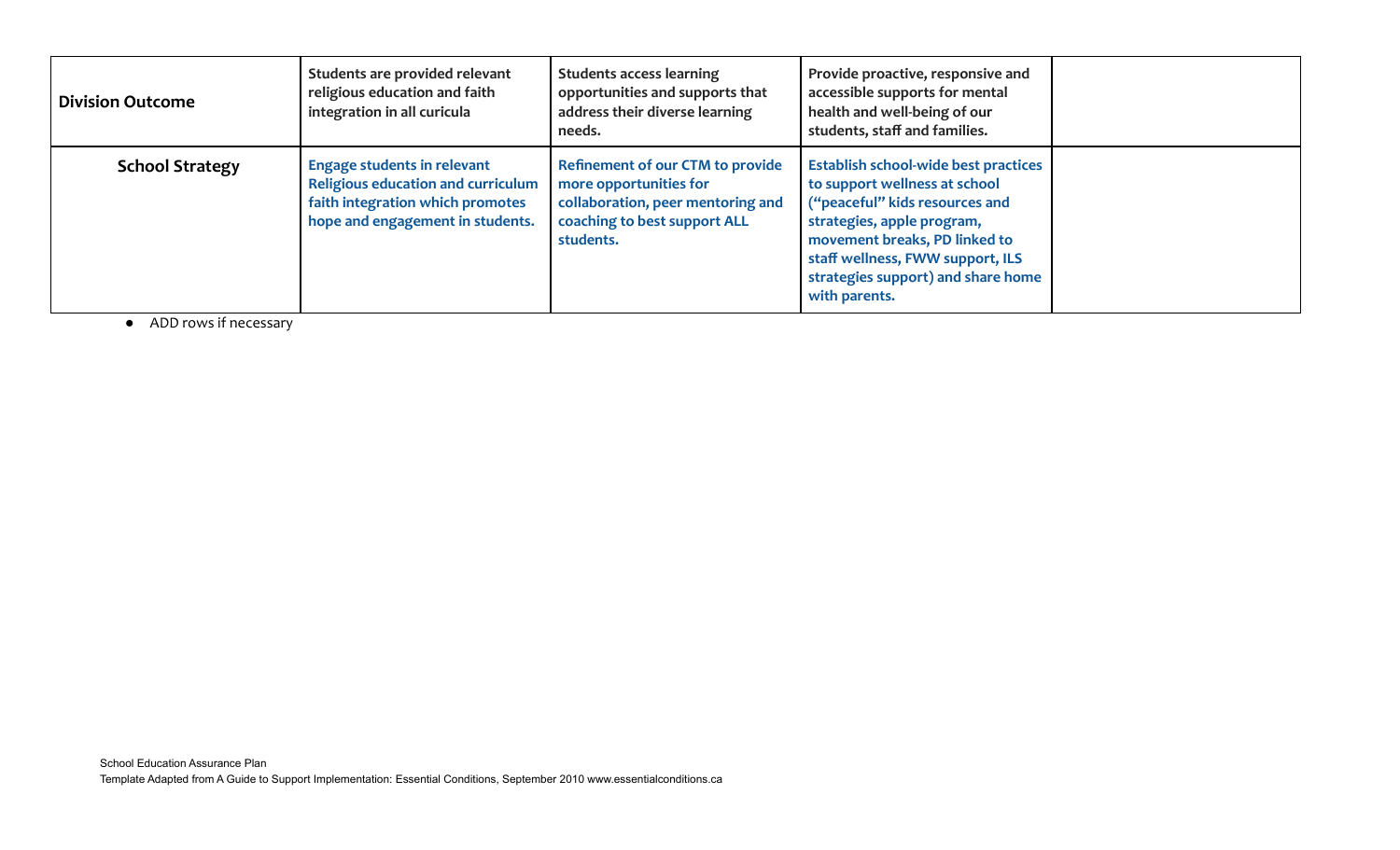| Division Outcome | Students are provided relevant religious education and faith integration in all curicula | Students access learning opportunities and supports that address their diverse learning needs. | Provide proactive, responsive and accessible supports for mental health and well-being of our students, staff and families. | |
|---|---|---|---|---|
| **School Strategy** | Engage students in relevant Religious education and curriculum faith integration which promotes hope and engagement in students. | Refinement of our CTM to provide more opportunities for collaboration, peer mentoring and coaching to best support ALL students. | Establish school-wide best practices to support wellness at school ("peaceful" kids resources and strategies, apple program, movement breaks, PD linked to staff wellness, FWW support, ILS strategies support) and share home with parents. | |

- ADD rows if necessary

School Education Assurance Plan
Template Adapted from A Guide to Support Implementation: Essential Conditions, September 2010 www.essentialconditions.ca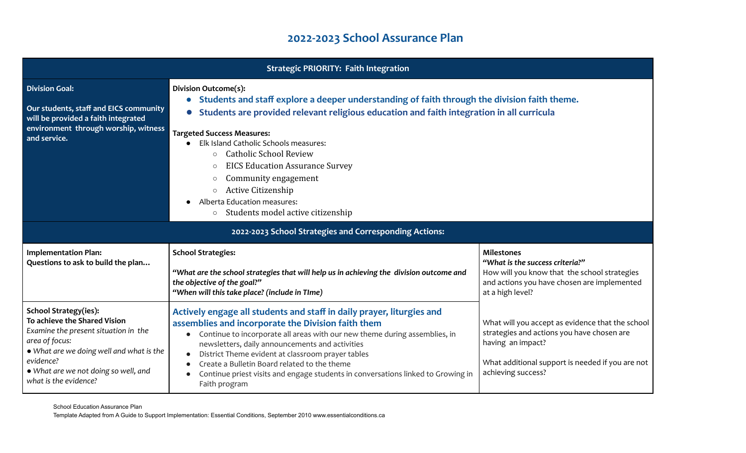# 2022-2023 School Assurance Plan

| Strategic PRIORITY: Faith Integration | | |
|---|---|---|
| **Division Goal:**<br><br>**Our students, staff and EICS community will be provided a faith integrated environment through worship, witness and service.** | **Division Outcome(s):**<br>● **Students and staff explore a deeper understanding of faith through the division faith theme.**<br>● **Students are provided relevant religious education and faith integration in all curricula**<br><br>**Targeted Success Measures:**<br>● Elk Island Catholic Schools measures:<br>○ Catholic School Review<br>○ EICS Education Assurance Survey<br>○ Community engagement<br>○ Active Citizenship<br>● Alberta Education measures:<br>○ Students model active citizenship | |
| **2022-2023 School Strategies and Corresponding Actions:** | | |
| **Implementation Plan:**<br>**Questions to ask to build the plan…** | **School Strategies:**<br><br>***"What are the school strategies that will help us in achieving the division outcome and the objective of the goal?"***<br>***"When will this take place? (include in TIme)*** | **Milestones**<br>***"What is the success criteria?"***<br>How will you know that the school strategies and actions you have chosen are implemented at a high level? |
| **School Strategy(ies):**<br>**To achieve the Shared Vision**<br>*Examine the present situation in the area of focus:*<br>*● What are we doing well and what is the evidence?*<br>*● What are we not doing so well, and what is the evidence?* | **Actively engage all students and staff in daily prayer, liturgies and assemblies and incorporate the Division faith them**<br>● Continue to incorporate all areas with our new theme during assemblies, in newsletters, daily announcements and activities<br>● District Theme evident at classroom prayer tables<br>● Create a Bulletin Board related to the theme<br>● Continue priest visits and engage students in conversations linked to Growing in Faith program | What will you accept as evidence that the school strategies and actions you have chosen are having an impact?<br><br>What additional support is needed if you are not achieving success? |

School Education Assurance Plan
Template Adapted from A Guide to Support Implementation: Essential Conditions, September 2010 www.essentialconditions.ca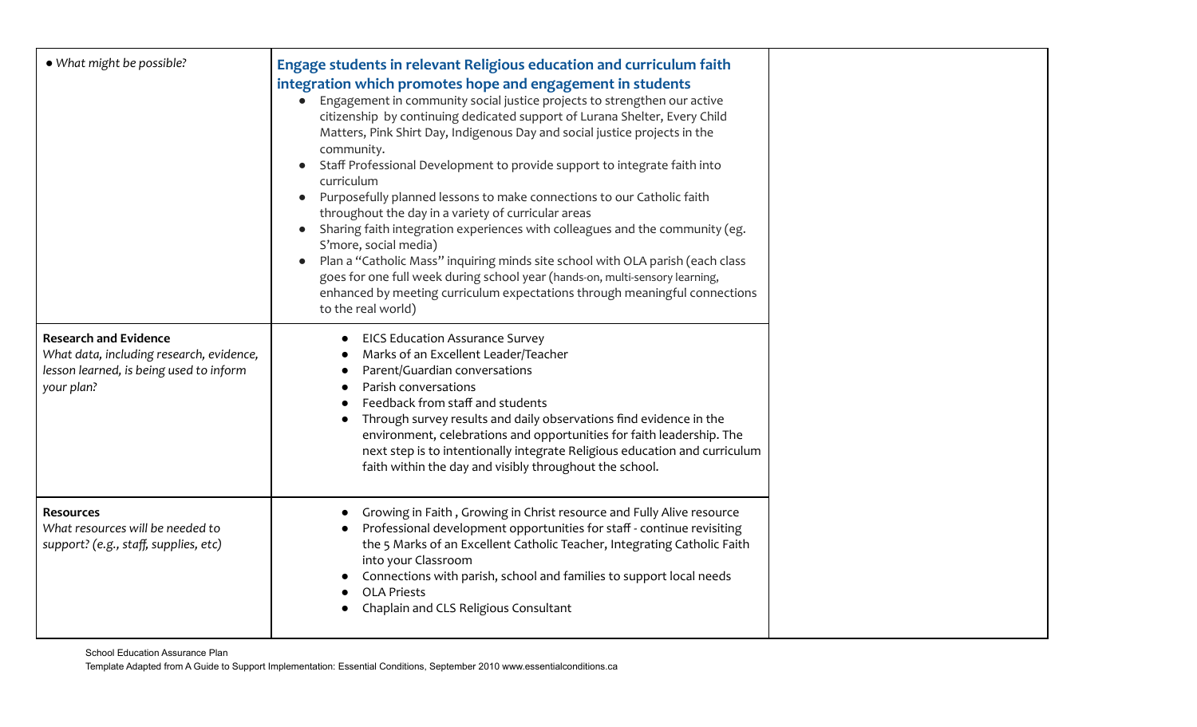| | | |
|---|---|---|
| • *What might be possible?* | **Engage students in relevant Religious education and curriculum faith integration which promotes hope and engagement in students**<br>• Engagement in community social justice projects to strengthen our active citizenship by continuing dedicated support of Lurana Shelter, Every Child Matters, Pink Shirt Day, Indigenous Day and social justice projects in the community.<br>• Staff Professional Development to provide support to integrate faith into curriculum<br>• Purposefully planned lessons to make connections to our Catholic faith throughout the day in a variety of curricular areas<br>• Sharing faith integration experiences with colleagues and the community (eg. S'more, social media)<br>• Plan a "Catholic Mass" inquiring minds site school with OLA parish (each class goes for one full week during school year (hands-on, multi-sensory learning, enhanced by meeting curriculum expectations through meaningful connections to the real world) | |
| **Research and Evidence**<br>*What data, including research, evidence, lesson learned, is being used to inform your plan?* | • EICS Education Assurance Survey<br>• Marks of an Excellent Leader/Teacher<br>• Parent/Guardian conversations<br>• Parish conversations<br>• Feedback from staff and students<br>• Through survey results and daily observations find evidence in the environment, celebrations and opportunities for faith leadership. The next step is to intentionally integrate Religious education and curriculum faith within the day and visibly throughout the school. | |
| **Resources**<br>*What resources will be needed to support? (e.g., staff, supplies, etc)* | • Growing in Faith , Growing in Christ resource and Fully Alive resource<br>• Professional development opportunities for staff - continue revisiting the 5 Marks of an Excellent Catholic Teacher, Integrating Catholic Faith into your Classroom<br>• Connections with parish, school and families to support local needs<br>• OLA Priests<br>• Chaplain and CLS Religious Consultant | |

School Education Assurance Plan
Template Adapted from A Guide to Support Implementation: Essential Conditions, September 2010 www.essentialconditions.ca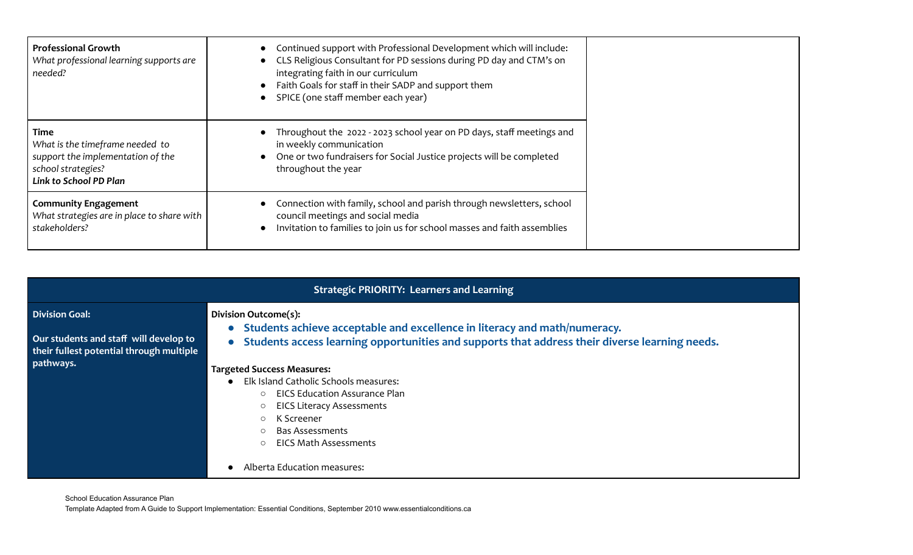| | | |
|---|---|---|
| **Professional Growth**<br>*What professional learning supports are needed?* | • Continued support with Professional Development which will include:<br>• CLS Religious Consultant for PD sessions during PD day and CTM's on integrating faith in our curriculum<br>• Faith Goals for staff in their SADP and support them<br>• SPICE (one staff member each year) | |
| **Time**<br>*What is the timeframe needed to support the implementation of the school strategies?*<br>***Link to School PD Plan*** | • Throughout the 2022 - 2023 school year on PD days, staff meetings and in weekly communication<br>• One or two fundraisers for Social Justice projects will be completed throughout the year | |
| **Community Engagement**<br>*What strategies are in place to share with stakeholders?* | • Connection with family, school and parish through newsletters, school council meetings and social media<br>• Invitation to families to join us for school masses and faith assemblies | |

| Strategic PRIORITY: Learners and Learning | |
|---|---|
| **Division Goal:**<br><br>**Our students and staff will develop to their fullest potential through multiple pathways.** | **Division Outcome(s):**<br>• **Students achieve acceptable and excellence in literacy and math/numeracy.**<br>• **Students access learning opportunities and supports that address their diverse learning needs.**<br><br>**Targeted Success Measures:**<br>• Elk Island Catholic Schools measures:<br>&nbsp;&nbsp;○ EICS Education Assurance Plan<br>&nbsp;&nbsp;○ EICS Literacy Assessments<br>&nbsp;&nbsp;○ K Screener<br>&nbsp;&nbsp;○ Bas Assessments<br>&nbsp;&nbsp;○ EICS Math Assessments<br><br>• Alberta Education measures: |

School Education Assurance Plan
Template Adapted from A Guide to Support Implementation: Essential Conditions, September 2010 www.essentialconditions.ca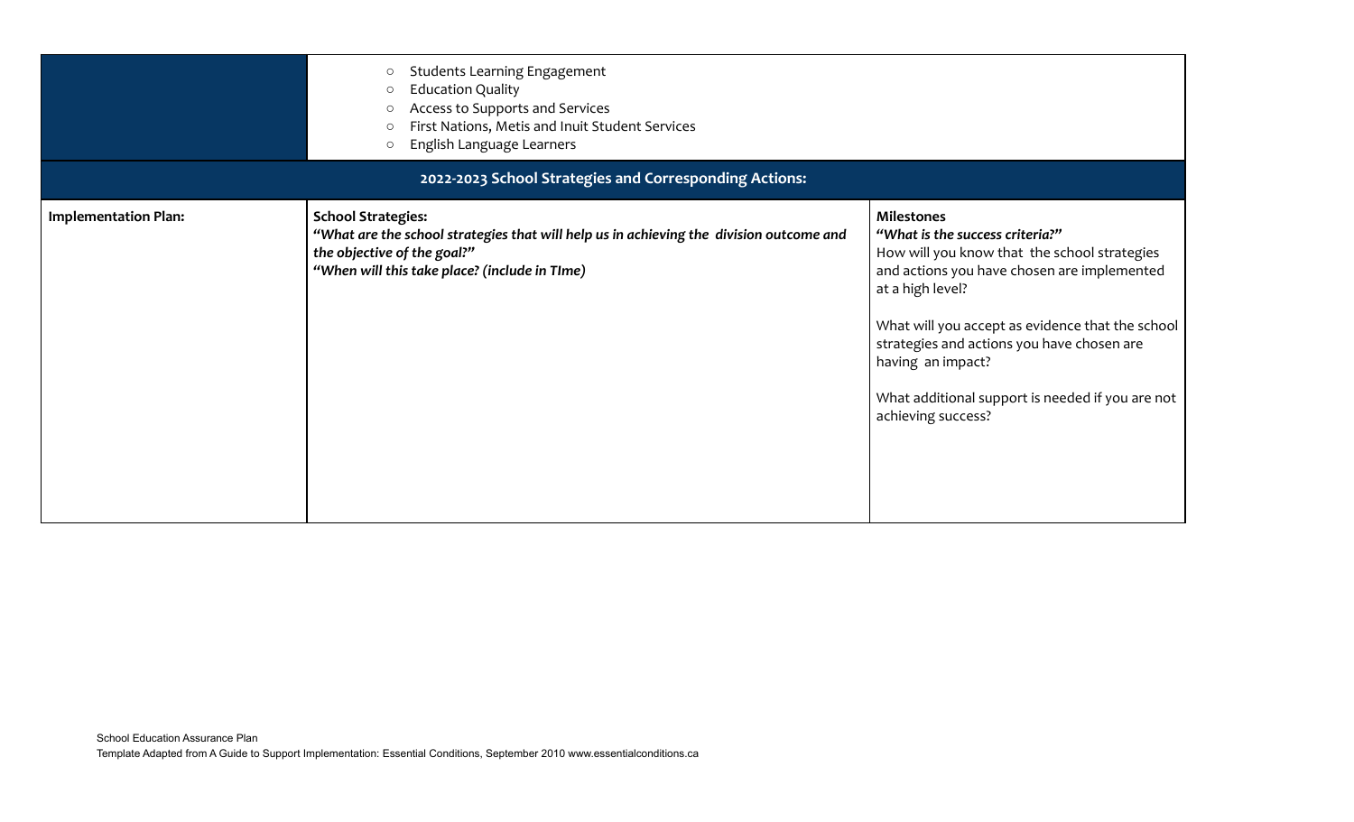| | | |
|---|---|---|
| | ○ Students Learning Engagement<br>○ Education Quality<br>○ Access to Supports and Services<br>○ First Nations, Metis and Inuit Student Services<br>○ English Language Learners | |
| **2022-2023 School Strategies and Corresponding Actions:** | | |
| **Implementation Plan:** | **School Strategies:**<br>***"What are the school strategies that will help us in achieving the division outcome and the objective of the goal?"***<br>***"When will this take place? (include in TIme)*** | **Milestones**<br>***"What is the success criteria?"***<br>How will you know that the school strategies and actions you have chosen are implemented at a high level?<br><br>What will you accept as evidence that the school strategies and actions you have chosen are having an impact?<br><br>What additional support is needed if you are not achieving success? |

School Education Assurance Plan
Template Adapted from A Guide to Support Implementation: Essential Conditions, September 2010 www.essentialconditions.ca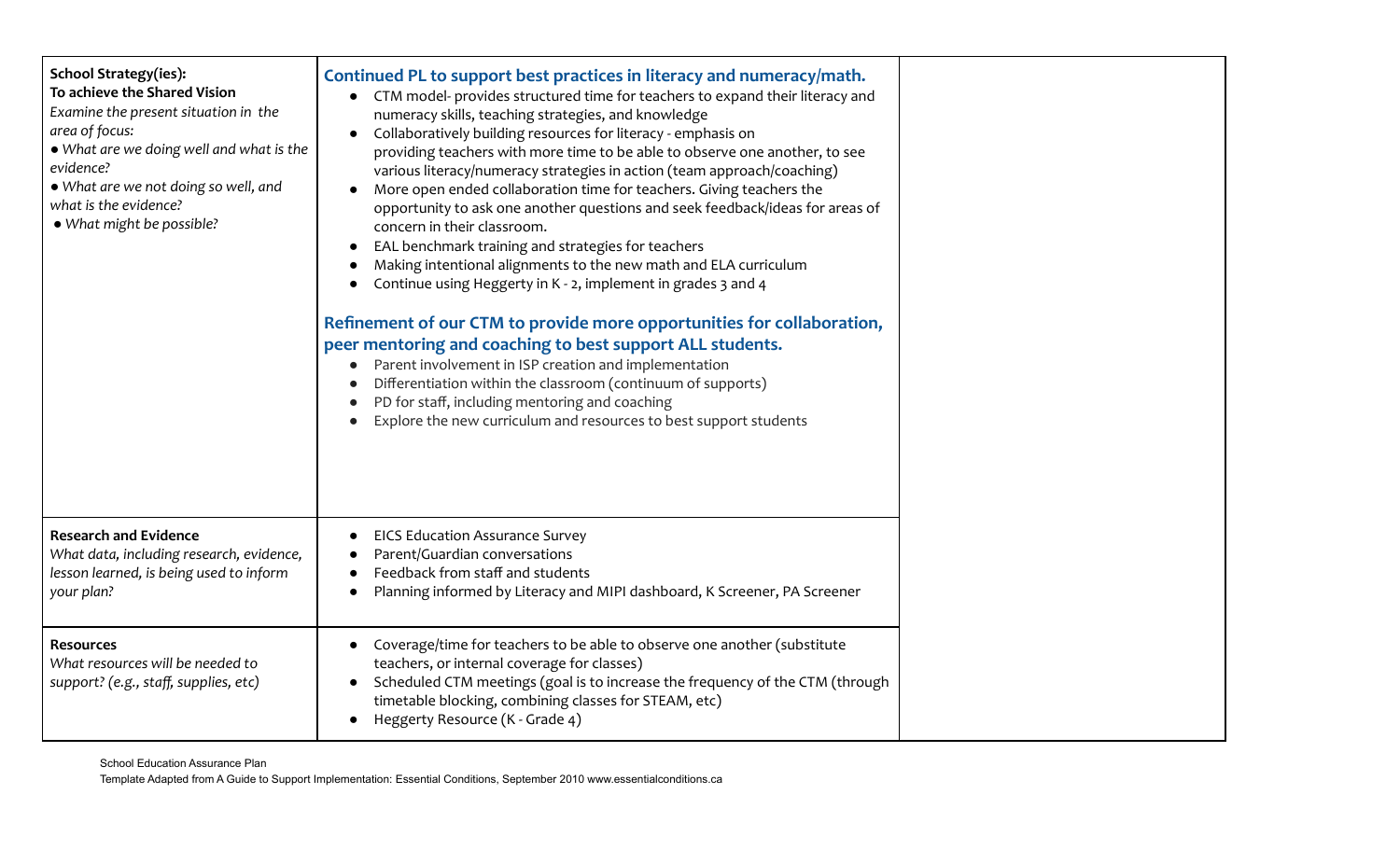| | | |
|---|---|---|
| **School Strategy(ies):**<br>**To achieve the Shared Vision**<br>*Examine the present situation in the area of focus:*<br>*• What are we doing well and what is the evidence?*<br>*• What are we not doing so well, and what is the evidence?*<br>*• What might be possible?* | **Continued PL to support best practices in literacy and numeracy/math.**<br>• CTM model- provides structured time for teachers to expand their literacy and numeracy skills, teaching strategies, and knowledge<br>• Collaboratively building resources for literacy - emphasis on providing teachers with more time to be able to observe one another, to see various literacy/numeracy strategies in action (team approach/coaching)<br>• More open ended collaboration time for teachers. Giving teachers the opportunity to ask one another questions and seek feedback/ideas for areas of concern in their classroom.<br>• EAL benchmark training and strategies for teachers<br>• Making intentional alignments to the new math and ELA curriculum<br>• Continue using Heggerty in K - 2, implement in grades 3 and 4<br><br>**Refinement of our CTM to provide more opportunities for collaboration, peer mentoring and coaching to best support ALL students.**<br>• Parent involvement in ISP creation and implementation<br>• Differentiation within the classroom (continuum of supports)<br>• PD for staff, including mentoring and coaching<br>• Explore the new curriculum and resources to best support students | |
| **Research and Evidence**<br>*What data, including research, evidence, lesson learned, is being used to inform your plan?* | • EICS Education Assurance Survey<br>• Parent/Guardian conversations<br>• Feedback from staff and students<br>• Planning informed by Literacy and MIPI dashboard, K Screener, PA Screener | |
| **Resources**<br>*What resources will be needed to support? (e.g., staff, supplies, etc)* | • Coverage/time for teachers to be able to observe one another (substitute teachers, or internal coverage for classes)<br>• Scheduled CTM meetings (goal is to increase the frequency of the CTM (through timetable blocking, combining classes for STEAM, etc)<br>• Heggerty Resource (K - Grade 4) | |

School Education Assurance Plan
Template Adapted from A Guide to Support Implementation: Essential Conditions, September 2010 www.essentialconditions.ca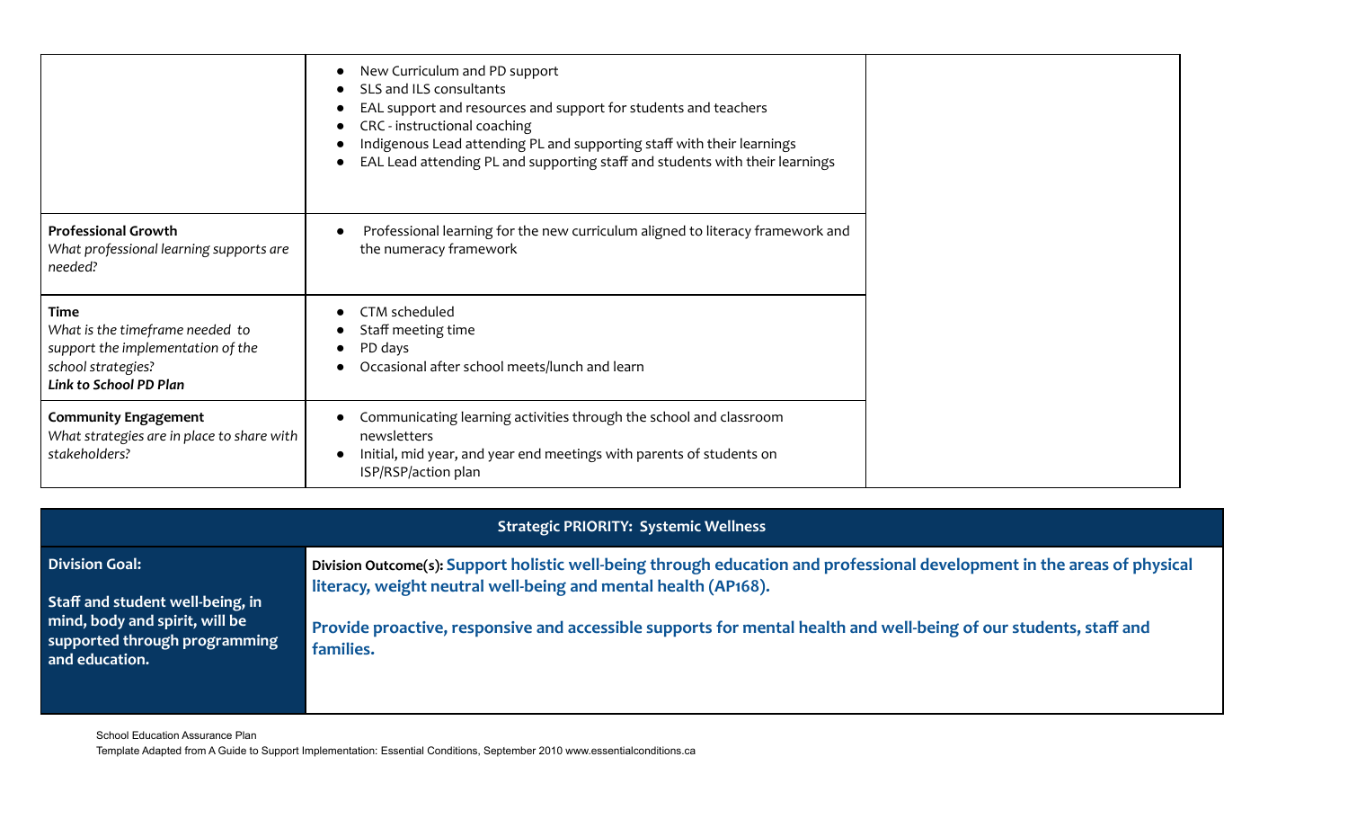| | | |
|---|---|---|
| | • New Curriculum and PD support<br>• SLS and ILS consultants<br>• EAL support and resources and support for students and teachers<br>• CRC - instructional coaching<br>• Indigenous Lead attending PL and supporting staff with their learnings<br>• EAL Lead attending PL and supporting staff and students with their learnings | |
| **Professional Growth**<br>*What professional learning supports are needed?* | • Professional learning for the new curriculum aligned to literacy framework and the numeracy framework | |
| **Time**<br>*What is the timeframe needed to support the implementation of the school strategies?*<br>***Link to School PD Plan*** | • CTM scheduled<br>• Staff meeting time<br>• PD days<br>• Occasional after school meets/lunch and learn | |
| **Community Engagement**<br>*What strategies are in place to share with stakeholders?* | • Communicating learning activities through the school and classroom newsletters<br>• Initial, mid year, and year end meetings with parents of students on ISP/RSP/action plan | |

| **Strategic PRIORITY: Systemic Wellness** | |
|---|---|
| **Division Goal:**<br><br>**Staff and student well-being, in mind, body and spirit, will be supported through programming and education.** | **Division Outcome(s): Support holistic well-being through education and professional development in the areas of physical literacy, weight neutral well-being and mental health (AP168).**<br><br>**Provide proactive, responsive and accessible supports for mental health and well-being of our students, staff and families.** |

School Education Assurance Plan
Template Adapted from A Guide to Support Implementation: Essential Conditions, September 2010 www.essentialconditions.ca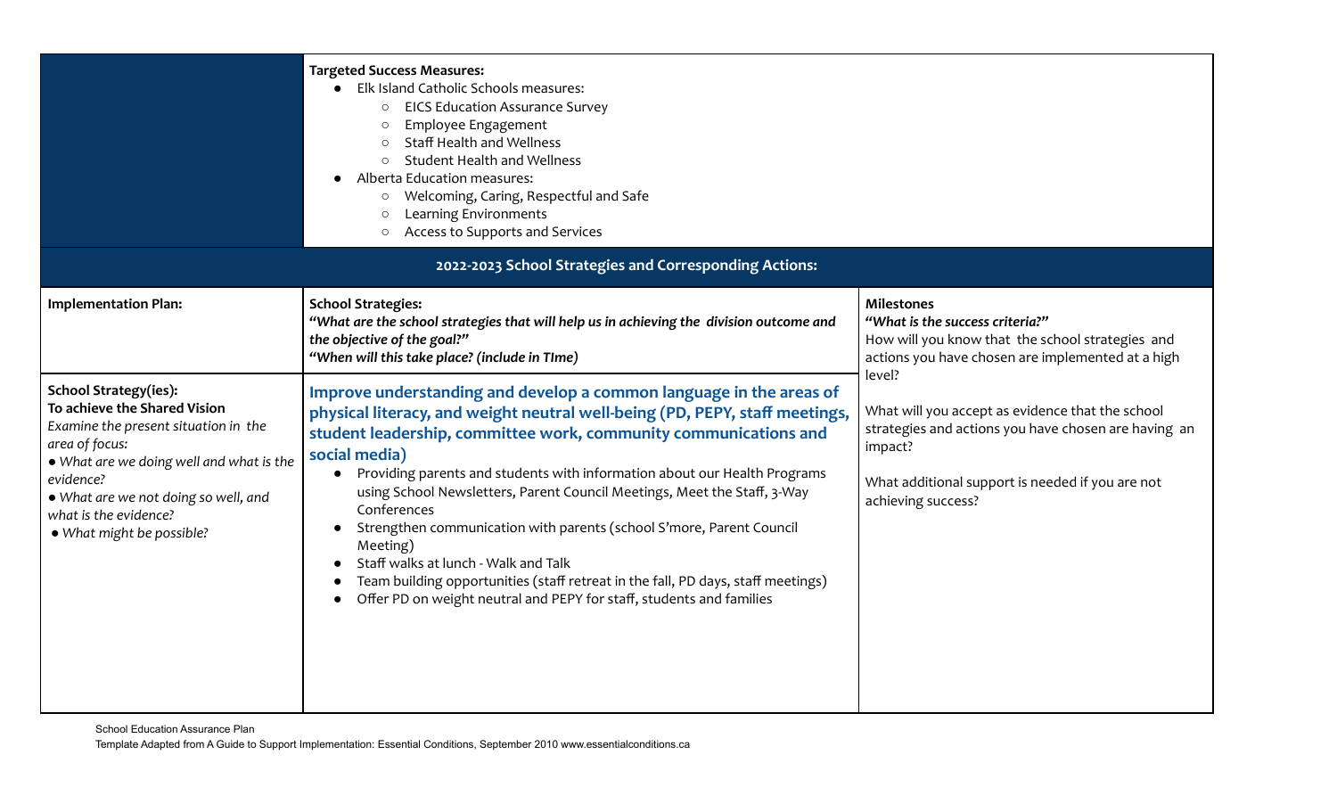| | **Targeted Success Measures:**<br>• Elk Island Catholic Schools measures:<br>&nbsp;&nbsp;○ EICS Education Assurance Survey<br>&nbsp;&nbsp;○ Employee Engagement<br>&nbsp;&nbsp;○ Staff Health and Wellness<br>&nbsp;&nbsp;○ Student Health and Wellness<br>• Alberta Education measures:<br>&nbsp;&nbsp;○ Welcoming, Caring, Respectful and Safe<br>&nbsp;&nbsp;○ Learning Environments<br>&nbsp;&nbsp;○ Access to Supports and Services | |
|---|---|---|
| **2022-2023 School Strategies and Corresponding Actions:** | | |
| **Implementation Plan:** | **School Strategies:**<br>*"What are the school strategies that will help us in achieving the division outcome and the objective of the goal?"*<br>*"When will this take place? (include in TIme)* | **Milestones**<br>*"What is the success criteria?"*<br>How will you know that the school strategies and actions you have chosen are implemented at a high level?<br><br>What will you accept as evidence that the school strategies and actions you have chosen are having an impact?<br><br>What additional support is needed if you are not achieving success? |
| **School Strategy(ies):**<br>**To achieve the Shared Vision**<br>*Examine the present situation in the area of focus:*<br>*• What are we doing well and what is the evidence?*<br>*• What are we not doing so well, and what is the evidence?*<br>*• What might be possible?* | **Improve understanding and develop a common language in the areas of physical literacy, and weight neutral well-being (PD, PEPY, staff meetings, student leadership, committee work, community communications and social media)**<br>• Providing parents and students with information about our Health Programs using School Newsletters, Parent Council Meetings, Meet the Staff, 3-Way Conferences<br>• Strengthen communication with parents (school S'more, Parent Council Meeting)<br>• Staff walks at lunch - Walk and Talk<br>• Team building opportunities (staff retreat in the fall, PD days, staff meetings)<br>• Offer PD on weight neutral and PEPY for staff, students and families | |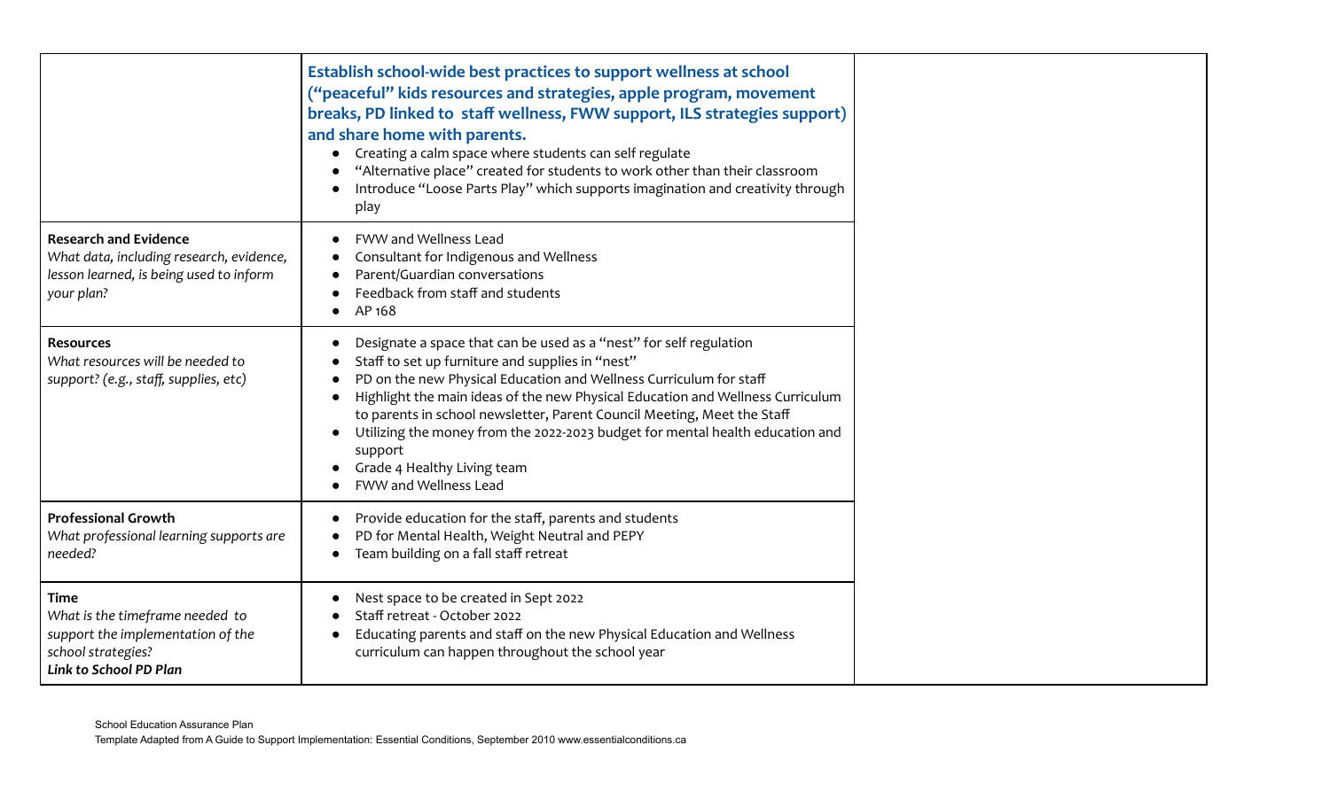| | | |
|---|---|---|
| | **Establish school-wide best practices to support wellness at school ("peaceful" kids resources and strategies, apple program, movement breaks, PD linked to staff wellness, FWW support, ILS strategies support) and share home with parents.**<br>• Creating a calm space where students can self regulate<br>• "Alternative place" created for students to work other than their classroom<br>• Introduce "Loose Parts Play" which supports imagination and creativity through play | |
| **Research and Evidence**<br>*What data, including research, evidence, lesson learned, is being used to inform your plan?* | • FWW and Wellness Lead<br>• Consultant for Indigenous and Wellness<br>• Parent/Guardian conversations<br>• Feedback from staff and students<br>• AP 168 | |
| **Resources**<br>*What resources will be needed to support? (e.g., staff, supplies, etc)* | • Designate a space that can be used as a "nest" for self regulation<br>• Staff to set up furniture and supplies in "nest"<br>• PD on the new Physical Education and Wellness Curriculum for staff<br>• Highlight the main ideas of the new Physical Education and Wellness Curriculum to parents in school newsletter, Parent Council Meeting, Meet the Staff<br>• Utilizing the money from the 2022-2023 budget for mental health education and support<br>• Grade 4 Healthy Living team<br>• FWW and Wellness Lead | |
| **Professional Growth**<br>*What professional learning supports are needed?* | • Provide education for the staff, parents and students<br>• PD for Mental Health, Weight Neutral and PEPY<br>• Team building on a fall staff retreat | |
| **Time**<br>*What is the timeframe needed to support the implementation of the school strategies?*<br>***Link to School PD Plan*** | • Nest space to be created in Sept 2022<br>• Staff retreat - October 2022<br>• Educating parents and staff on the new Physical Education and Wellness curriculum can happen throughout the school year | |

School Education Assurance Plan
Template Adapted from A Guide to Support Implementation: Essential Conditions, September 2010 www.essentialconditions.ca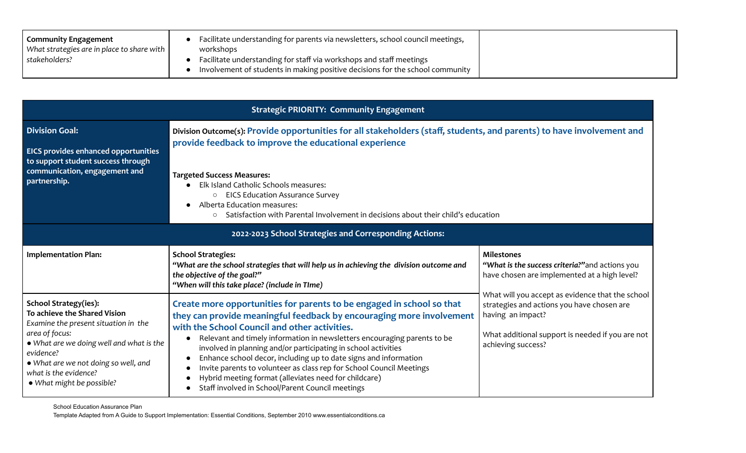| **Community Engagement**<br>*What strategies are in place to share with stakeholders?* | • Facilitate understanding for parents via newsletters, school council meetings, workshops<br>• Facilitate understanding for staff via workshops and staff meetings<br>• Involvement of students in making positive decisions for the school community | |
|---|---|---|

| **Strategic PRIORITY: Community Engagement** | | |
|---|---|---|
| **Division Goal:**<br><br>**EICS provides enhanced opportunities to support student success through communication, engagement and partnership.** | **Division Outcome(s): Provide opportunities for all stakeholders (staff, students, and parents) to have involvement and provide feedback to improve the educational experience**<br><br>**Targeted Success Measures:**<br>• Elk Island Catholic Schools measures:<br>　○ EICS Education Assurance Survey<br>• Alberta Education measures:<br>　○ Satisfaction with Parental Involvement in decisions about their child's education | |
| **2022-2023 School Strategies and Corresponding Actions:** | | |
| **Implementation Plan:** | **School Strategies:**<br>***"What are the school strategies that will help us in achieving the division outcome and the objective of the goal?"***<br>***"When will this take place? (include in TIme)*** | **Milestones**<br>***"What is the success criteria?"*** and actions you have chosen are implemented at a high level?<br><br>What will you accept as evidence that the school strategies and actions you have chosen are having an impact?<br><br>What additional support is needed if you are not achieving success? |
| **School Strategy(ies):**<br>**To achieve the Shared Vision**<br>*Examine the present situation in the area of focus:*<br>*• What are we doing well and what is the evidence?*<br>*• What are we not doing so well, and what is the evidence?*<br>*• What might be possible?* | **Create more opportunities for parents to be engaged in school so that they can provide meaningful feedback by encouraging more involvement with the School Council and other activities.**<br>• Relevant and timely information in newsletters encouraging parents to be involved in planning and/or participating in school activities<br>• Enhance school decor, including up to date signs and information<br>• Invite parents to volunteer as class rep for School Council Meetings<br>• Hybrid meeting format (alleviates need for childcare)<br>• Staff involved in School/Parent Council meetings | |

School Education Assurance Plan
Template Adapted from A Guide to Support Implementation: Essential Conditions, September 2010 www.essentialconditions.ca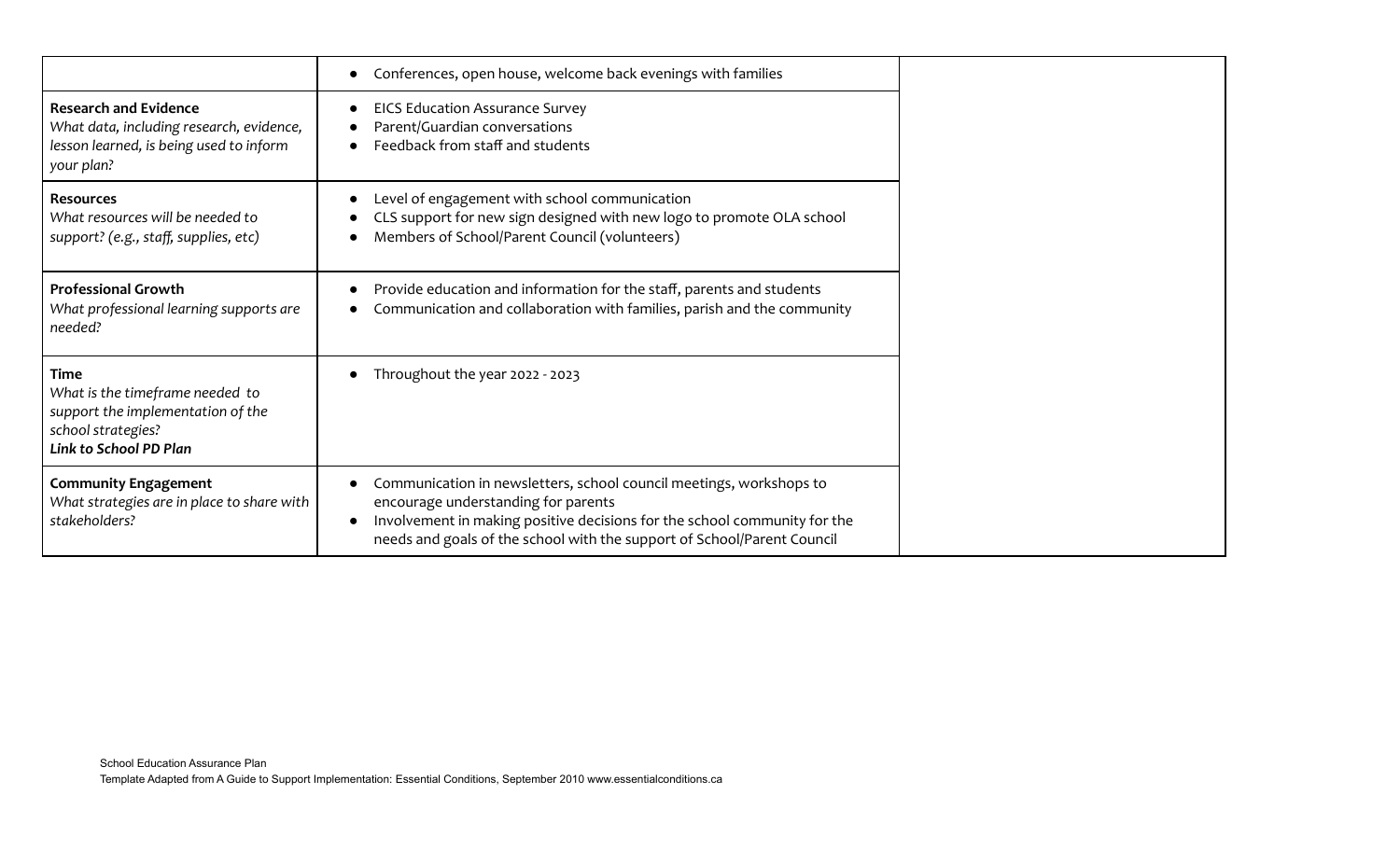| | | |
|---|---|---|
| | • Conferences, open house, welcome back evenings with families | |
| **Research and Evidence**<br>*What data, including research, evidence, lesson learned, is being used to inform your plan?* | • EICS Education Assurance Survey<br>• Parent/Guardian conversations<br>• Feedback from staff and students | |
| **Resources**<br>*What resources will be needed to support? (e.g., staff, supplies, etc)* | • Level of engagement with school communication<br>• CLS support for new sign designed with new logo to promote OLA school<br>• Members of School/Parent Council (volunteers) | |
| **Professional Growth**<br>*What professional learning supports are needed?* | • Provide education and information for the staff, parents and students<br>• Communication and collaboration with families, parish and the community | |
| **Time**<br>*What is the timeframe needed to support the implementation of the school strategies?*<br>***Link to School PD Plan*** | • Throughout the year 2022 - 2023 | |
| **Community Engagement**<br>*What strategies are in place to share with stakeholders?* | • Communication in newsletters, school council meetings, workshops to encourage understanding for parents<br>• Involvement in making positive decisions for the school community for the needs and goals of the school with the support of School/Parent Council | |

School Education Assurance Plan
Template Adapted from A Guide to Support Implementation: Essential Conditions, September 2010 www.essentialconditions.ca